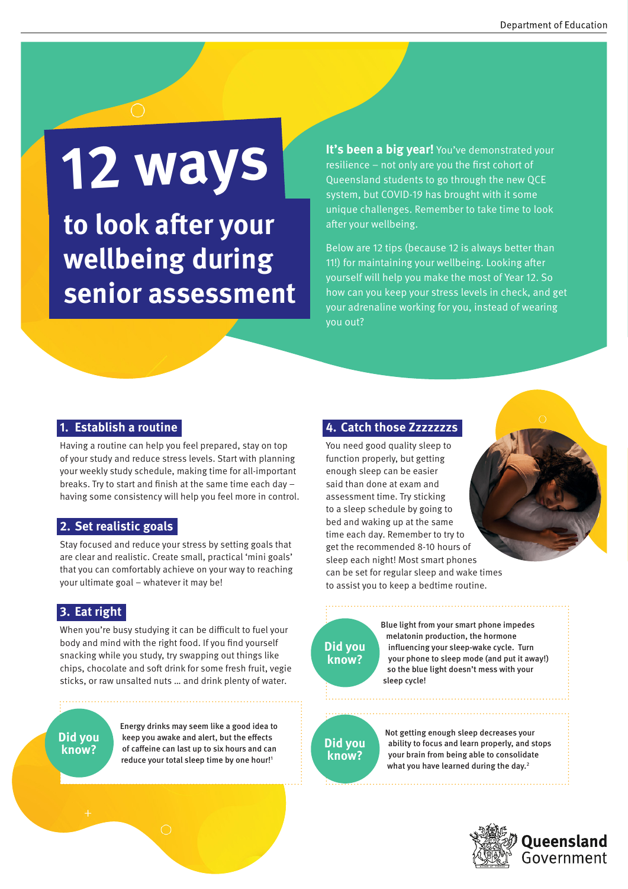# 12 ways to look after your wellbeing during senior assessment

**It's been a big year!** You've demonstrated your resilience – not only are you the first cohort of Queensland students to go through the new QCE system, but COVID-19 has brought with it some unique challenges. Remember to take time to look after your wellbeing.

Below are 12 tips (because 12 is always better than 11!) for maintaining your wellbeing. Looking after yourself will help you make the most of Year 12. So how can you keep your stress levels in check, and get your adrenaline working for you, instead of wearing you out?

## 1. Establish a routine

Having a routine can help you feel prepared, stay on top of your study and reduce stress levels. Start with planning your weekly study schedule, making time for all-important breaks. Try to start and finish at the same time each day – having some consistency will help you feel more in control.

## 2. Set realistic goals

Stay focused and reduce your stress by setting goals that are clear and realistic. Create small, practical 'mini goals' that you can comfortably achieve on your way to reaching your ultimate goal – whatever it may be!

## 3. Eat right

When you're busy studying it can be difficult to fuel your body and mind with the right food. If you find yourself snacking while you study, try swapping out things like chips, chocolate and soft drink for some fresh fruit, vegie sticks, or raw unsalted nuts … and drink plenty of water.

**Did you know?**

Energy drinks may seem like a good idea to keep you awake and alert, but the effects of caffeine can last up to six hours and can reduce your total sleep time by one hour![1]

## 4. Catch those Zzzzzzzs

You need good quality sleep to function properly, but getting enough sleep can be easier said than done at exam and assessment time. Try sticking to a sleep schedule by going to bed and waking up at the same time each day. Remember to try to get the recommended 8-10 hours of sleep each night! Most smart phones can be set for regular sleep and wake times to assist you to keep a bedtime routine.

**Did you know?**

Blue light from your smart phone impedes melatonin production, the hormone influencing your sleep-wake cycle. Turn your phone to sleep mode (and put it away!) so the blue light doesn't mess with your sleep cycle!

**Did you know?**

Not getting enough sleep decreases your ability to focus and learn properly, and stops your brain from being able to consolidate what you have learned during the day.[2]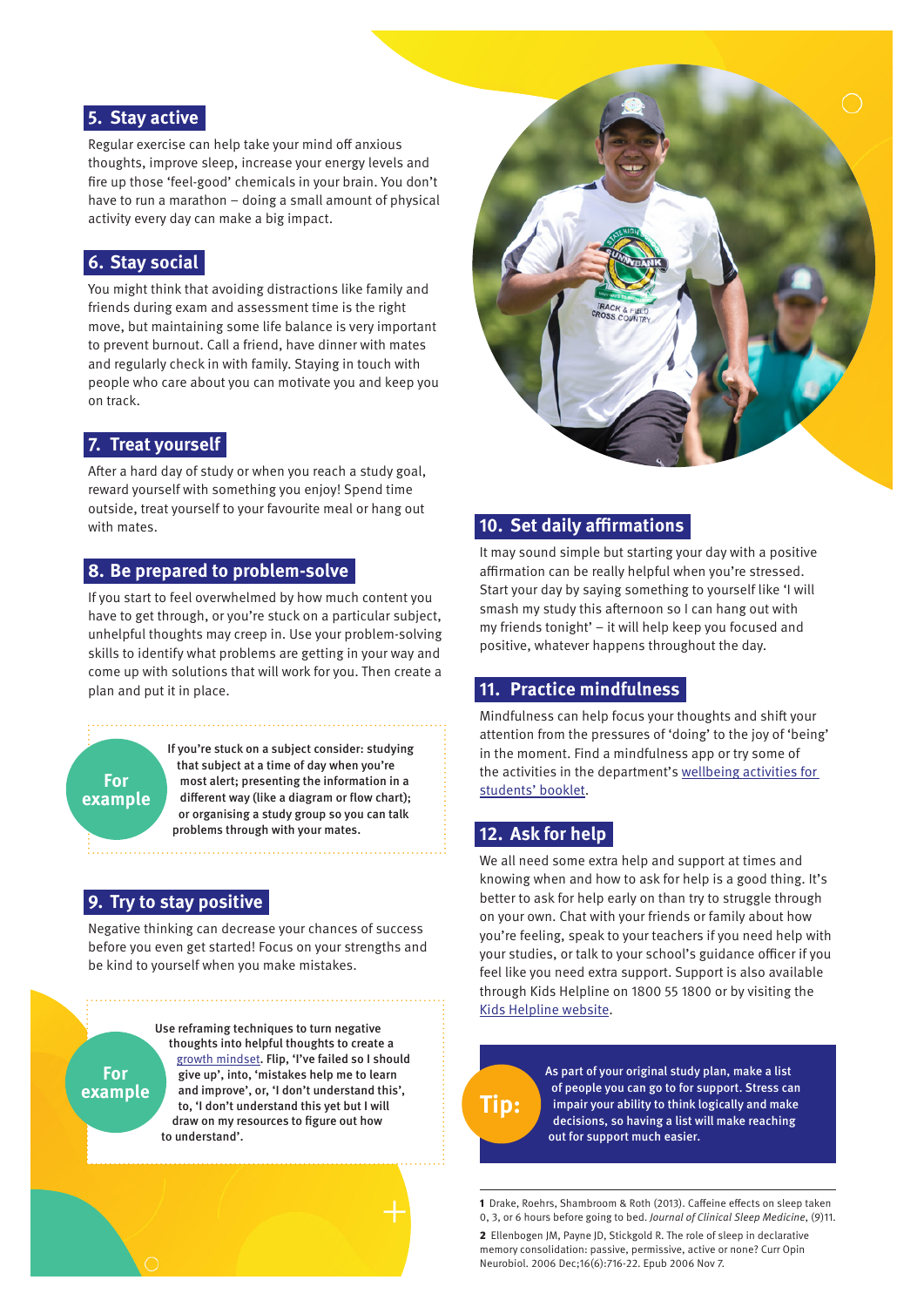## 5. Stay active

Regular exercise can help take your mind off anxious thoughts, improve sleep, increase your energy levels and fire up those 'feel-good' chemicals in your brain. You don't have to run a marathon – doing a small amount of physical activity every day can make a big impact.

## 6. Stay social

You might think that avoiding distractions like family and friends during exam and assessment time is the right move, but maintaining some life balance is very important to prevent burnout. Call a friend, have dinner with mates and regularly check in with family. Staying in touch with people who care about you can motivate you and keep you on track.

## 7. Treat yourself

After a hard day of study or when you reach a study goal, reward yourself with something you enjoy! Spend time outside, treat yourself to your favourite meal or hang out with mates.

## 8. Be prepared to problem-solve

If you start to feel overwhelmed by how much content you have to get through, or you're stuck on a particular subject, unhelpful thoughts may creep in. Use your problem-solving skills to identify what problems are getting in your way and come up with solutions that will work for you. Then create a plan and put it in place.

**For example**

**If you're stuck on a subject consider: studying that subject at a time of day when you're most alert; presenting the information in a different way (like a diagram or flow chart); or organising a study group so you can talk problems through with your mates.**

## 9. Try to stay positive

Negative thinking can decrease your chances of success before you even get started! Focus on your strengths and be kind to yourself when you make mistakes.

**For example**

**Use reframing techniques to turn negative thoughts into helpful thoughts to create a [growth mindset](). Flip, 'I've failed so I should give up', into, 'mistakes help me to learn and improve', or, 'I don't understand this', to, 'I don't understand this yet but I will draw on my resources to figure out how to understand'.**

## 10. Set daily affirmations

It may sound simple but starting your day with a positive affirmation can be really helpful when you're stressed. Start your day by saying something to yourself like 'I will smash my study this afternoon so I can hang out with my friends tonight' – it will help keep you focused and positive, whatever happens throughout the day.

## 11. Practice mindfulness

Mindfulness can help focus your thoughts and shift your attention from the pressures of 'doing' to the joy of 'being' in the moment. Find a mindfulness app or try some of the activities in the department's [wellbeing activities for students' booklet]().

## 12. Ask for help

We all need some extra help and support at times and knowing when and how to ask for help is a good thing. It's better to ask for help early on than try to struggle through on your own. Chat with your friends or family about how you're feeling, speak to your teachers if you need help with your studies, or talk to your school's guidance officer if you feel like you need extra support. Support is also available through Kids Helpline on 1800 55 1800 or by visiting the [Kids Helpline website]().

**Tip:**

**As part of your original study plan, make a list of people you can go to for support. Stress can impair your ability to think logically and make decisions, so having a list will make reaching out for support much easier.**

---

**1** Drake, Roehrs, Shambroom & Roth (2013). Caffeine effects on sleep taken 0, 3, or 6 hours before going to bed. *Journal of Clinical Sleep Medicine*, (9)11.

**2** Ellenbogen JM, Payne JD, Stickgold R. The role of sleep in declarative memory consolidation: passive, permissive, active or none? Curr Opin Neurobiol. 2006 Dec;16(6):716-22. Epub 2006 Nov 7.